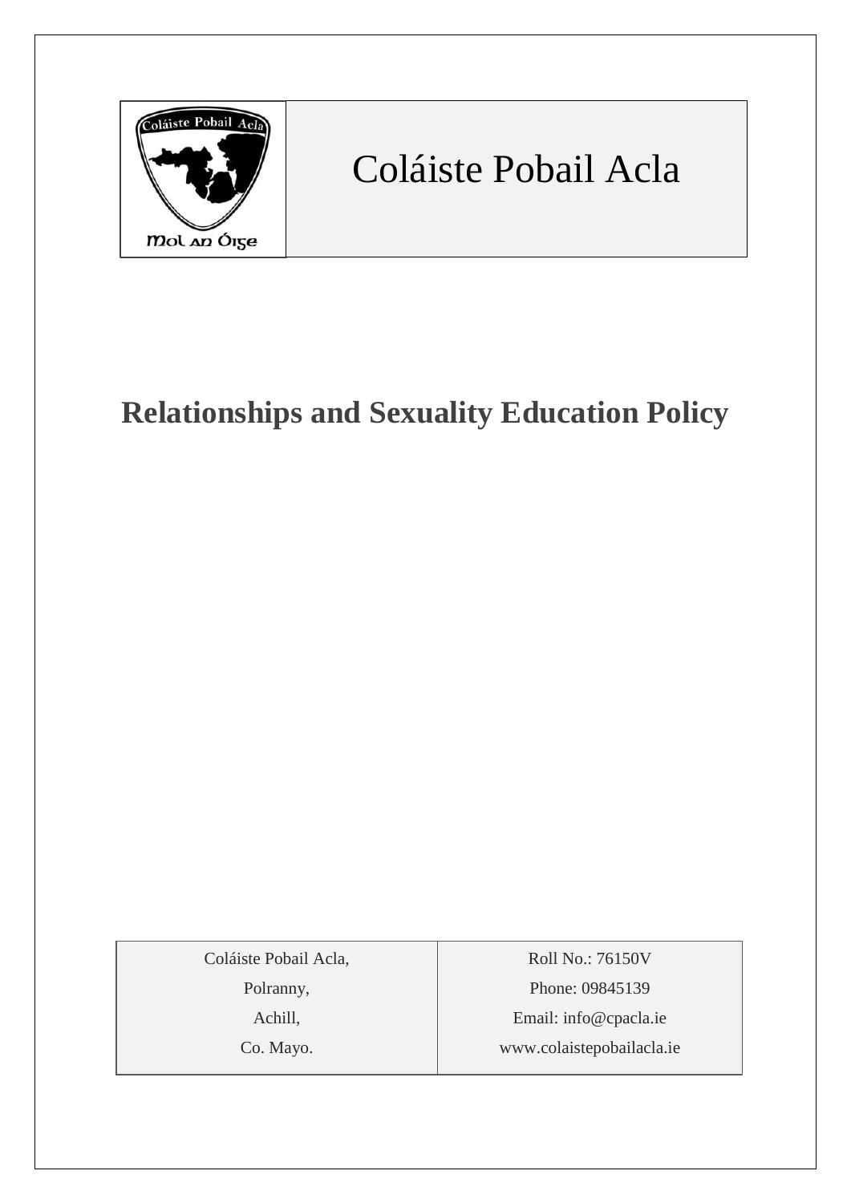# Coláiste Pobail Acla

# Relationships and Sexuality Education Policy

| | |
|---|---|
| Coláiste Pobail Acla, | Roll No.: 76150V |
| Polranny, | Phone: 09845139 |
| Achill, | Email: info@cpacla.ie |
| Co. Mayo. | www.colaistepobailacla.ie |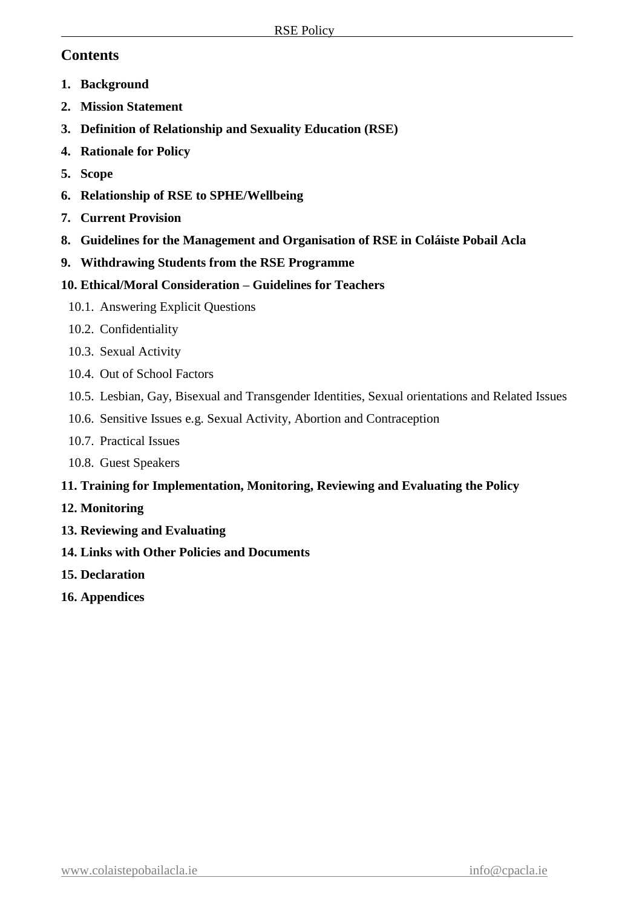## Contents

1. **Background**
2. **Mission Statement**
3. **Definition of Relationship and Sexuality Education (RSE)**
4. **Rationale for Policy**
5. **Scope**
6. **Relationship of RSE to SPHE/Wellbeing**
7. **Current Provision**
8. **Guidelines for the Management and Organisation of RSE in Coláiste Pobail Acla**
9. **Withdrawing Students from the RSE Programme**
10. **Ethical/Moral Consideration – Guidelines for Teachers**
    - 10.1. Answering Explicit Questions
    - 10.2. Confidentiality
    - 10.3. Sexual Activity
    - 10.4. Out of School Factors
    - 10.5. Lesbian, Gay, Bisexual and Transgender Identities, Sexual orientations and Related Issues
    - 10.6. Sensitive Issues e.g. Sexual Activity, Abortion and Contraception
    - 10.7. Practical Issues
    - 10.8. Guest Speakers
11. **Training for Implementation, Monitoring, Reviewing and Evaluating the Policy**
12. **Monitoring**
13. **Reviewing and Evaluating**
14. **Links with Other Policies and Documents**
15. **Declaration**
16. **Appendices**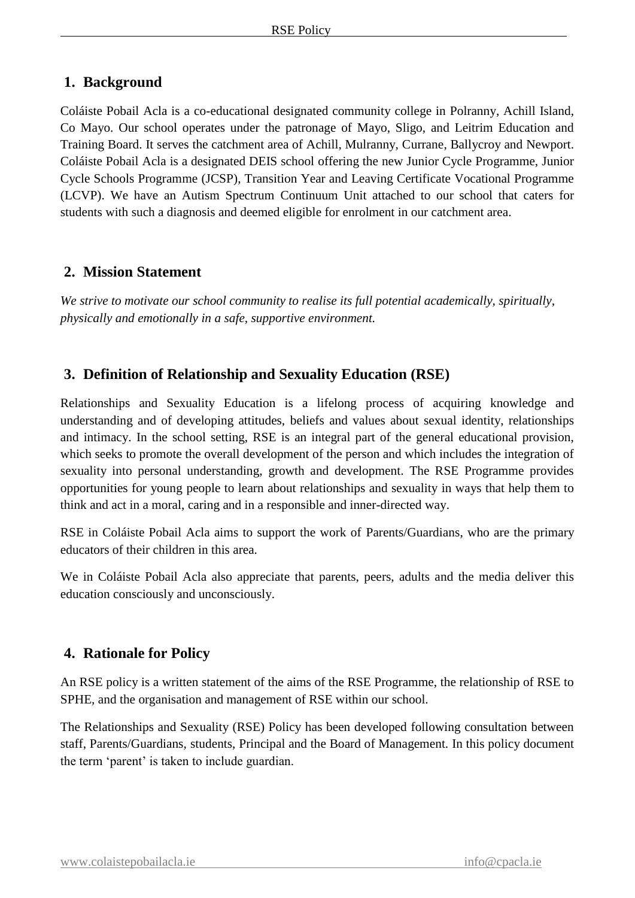## 1. Background

Coláiste Pobail Acla is a co-educational designated community college in Polranny, Achill Island, Co Mayo. Our school operates under the patronage of Mayo, Sligo, and Leitrim Education and Training Board. It serves the catchment area of Achill, Mulranny, Currane, Ballycroy and Newport. Coláiste Pobail Acla is a designated DEIS school offering the new Junior Cycle Programme, Junior Cycle Schools Programme (JCSP), Transition Year and Leaving Certificate Vocational Programme (LCVP). We have an Autism Spectrum Continuum Unit attached to our school that caters for students with such a diagnosis and deemed eligible for enrolment in our catchment area.

## 2. Mission Statement

*We strive to motivate our school community to realise its full potential academically, spiritually, physically and emotionally in a safe, supportive environment.*

## 3. Definition of Relationship and Sexuality Education (RSE)

Relationships and Sexuality Education is a lifelong process of acquiring knowledge and understanding and of developing attitudes, beliefs and values about sexual identity, relationships and intimacy. In the school setting, RSE is an integral part of the general educational provision, which seeks to promote the overall development of the person and which includes the integration of sexuality into personal understanding, growth and development. The RSE Programme provides opportunities for young people to learn about relationships and sexuality in ways that help them to think and act in a moral, caring and in a responsible and inner-directed way.

RSE in Coláiste Pobail Acla aims to support the work of Parents/Guardians, who are the primary educators of their children in this area.

We in Coláiste Pobail Acla also appreciate that parents, peers, adults and the media deliver this education consciously and unconsciously.

## 4. Rationale for Policy

An RSE policy is a written statement of the aims of the RSE Programme, the relationship of RSE to SPHE, and the organisation and management of RSE within our school.

The Relationships and Sexuality (RSE) Policy has been developed following consultation between staff, Parents/Guardians, students, Principal and the Board of Management. In this policy document the term 'parent' is taken to include guardian.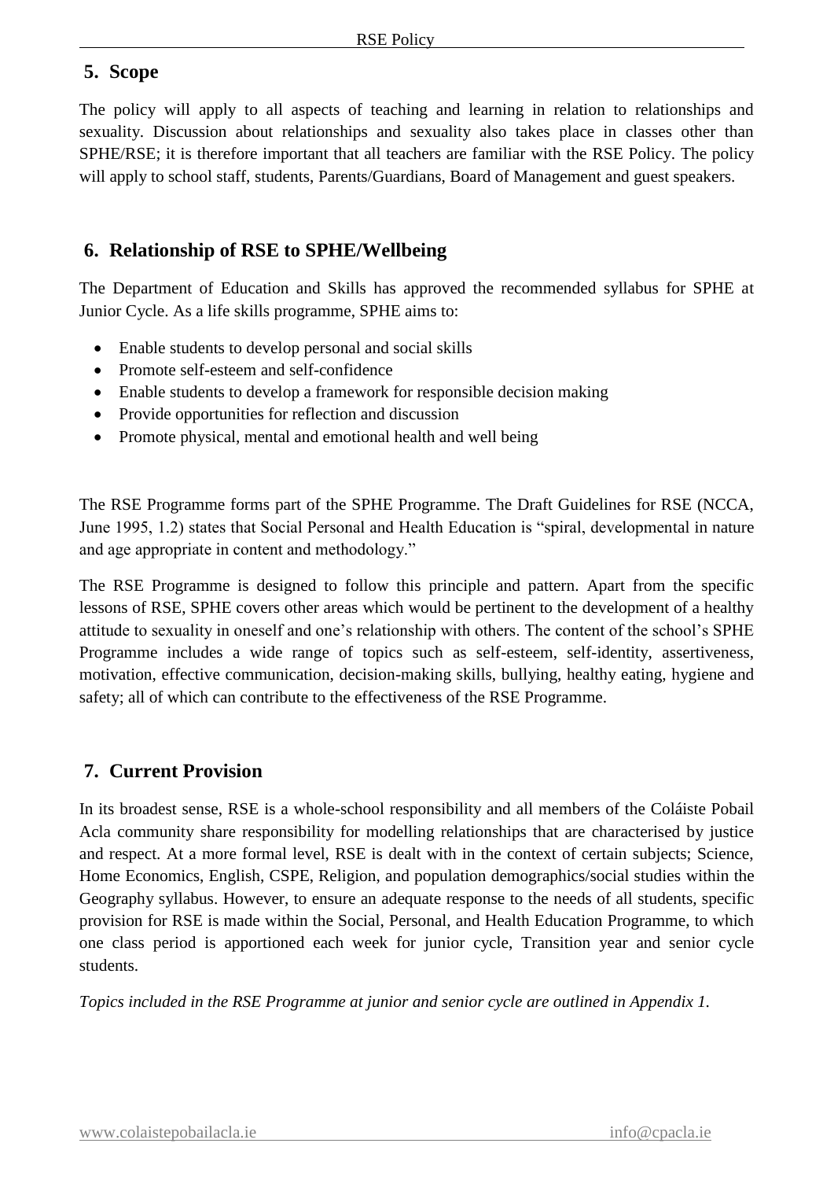## 5. Scope

The policy will apply to all aspects of teaching and learning in relation to relationships and sexuality. Discussion about relationships and sexuality also takes place in classes other than SPHE/RSE; it is therefore important that all teachers are familiar with the RSE Policy. The policy will apply to school staff, students, Parents/Guardians, Board of Management and guest speakers.

## 6. Relationship of RSE to SPHE/Wellbeing

The Department of Education and Skills has approved the recommended syllabus for SPHE at Junior Cycle. As a life skills programme, SPHE aims to:

- Enable students to develop personal and social skills
- Promote self-esteem and self-confidence
- Enable students to develop a framework for responsible decision making
- Provide opportunities for reflection and discussion
- Promote physical, mental and emotional health and well being

The RSE Programme forms part of the SPHE Programme. The Draft Guidelines for RSE (NCCA, June 1995, 1.2) states that Social Personal and Health Education is "spiral, developmental in nature and age appropriate in content and methodology."

The RSE Programme is designed to follow this principle and pattern. Apart from the specific lessons of RSE, SPHE covers other areas which would be pertinent to the development of a healthy attitude to sexuality in oneself and one's relationship with others. The content of the school's SPHE Programme includes a wide range of topics such as self-esteem, self-identity, assertiveness, motivation, effective communication, decision-making skills, bullying, healthy eating, hygiene and safety; all of which can contribute to the effectiveness of the RSE Programme.

## 7. Current Provision

In its broadest sense, RSE is a whole-school responsibility and all members of the Coláiste Pobail Acla community share responsibility for modelling relationships that are characterised by justice and respect. At a more formal level, RSE is dealt with in the context of certain subjects; Science, Home Economics, English, CSPE, Religion, and population demographics/social studies within the Geography syllabus. However, to ensure an adequate response to the needs of all students, specific provision for RSE is made within the Social, Personal, and Health Education Programme, to which one class period is apportioned each week for junior cycle, Transition year and senior cycle students.

*Topics included in the RSE Programme at junior and senior cycle are outlined in Appendix 1.*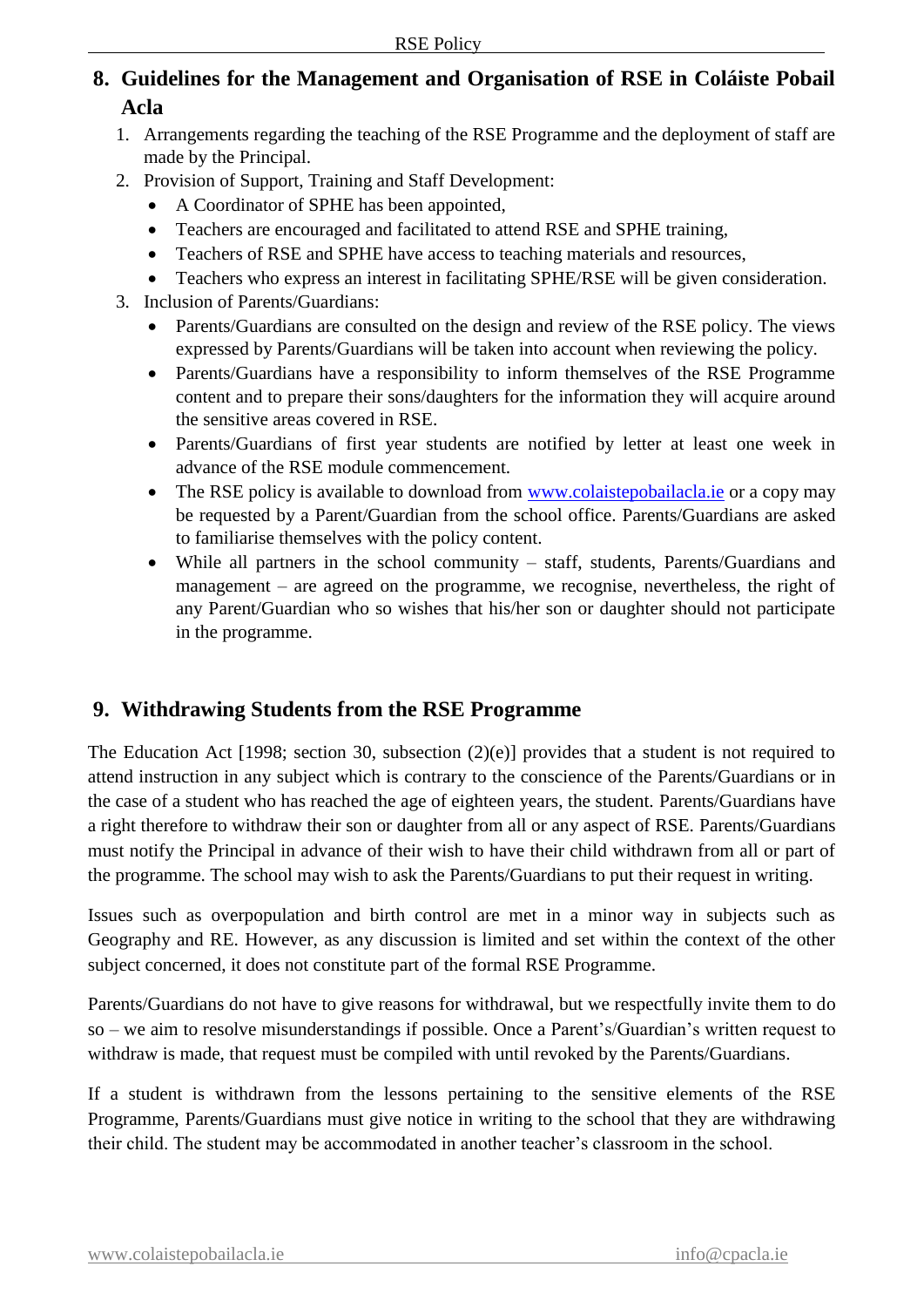## 8. Guidelines for the Management and Organisation of RSE in Coláiste Pobail Acla

1. Arrangements regarding the teaching of the RSE Programme and the deployment of staff are made by the Principal.
2. Provision of Support, Training and Staff Development:
   - A Coordinator of SPHE has been appointed,
   - Teachers are encouraged and facilitated to attend RSE and SPHE training,
   - Teachers of RSE and SPHE have access to teaching materials and resources,
   - Teachers who express an interest in facilitating SPHE/RSE will be given consideration.
3. Inclusion of Parents/Guardians:
   - Parents/Guardians are consulted on the design and review of the RSE policy. The views expressed by Parents/Guardians will be taken into account when reviewing the policy.
   - Parents/Guardians have a responsibility to inform themselves of the RSE Programme content and to prepare their sons/daughters for the information they will acquire around the sensitive areas covered in RSE.
   - Parents/Guardians of first year students are notified by letter at least one week in advance of the RSE module commencement.
   - The RSE policy is available to download from [www.colaistepobailacla.ie](http://www.colaistepobailacla.ie) or a copy may be requested by a Parent/Guardian from the school office. Parents/Guardians are asked to familiarise themselves with the policy content.
   - While all partners in the school community – staff, students, Parents/Guardians and management – are agreed on the programme, we recognise, nevertheless, the right of any Parent/Guardian who so wishes that his/her son or daughter should not participate in the programme.

## 9. Withdrawing Students from the RSE Programme

The Education Act [1998; section 30, subsection (2)(e)] provides that a student is not required to attend instruction in any subject which is contrary to the conscience of the Parents/Guardians or in the case of a student who has reached the age of eighteen years, the student. Parents/Guardians have a right therefore to withdraw their son or daughter from all or any aspect of RSE. Parents/Guardians must notify the Principal in advance of their wish to have their child withdrawn from all or part of the programme. The school may wish to ask the Parents/Guardians to put their request in writing.

Issues such as overpopulation and birth control are met in a minor way in subjects such as Geography and RE. However, as any discussion is limited and set within the context of the other subject concerned, it does not constitute part of the formal RSE Programme.

Parents/Guardians do not have to give reasons for withdrawal, but we respectfully invite them to do so – we aim to resolve misunderstandings if possible. Once a Parent's/Guardian's written request to withdraw is made, that request must be compiled with until revoked by the Parents/Guardians.

If a student is withdrawn from the lessons pertaining to the sensitive elements of the RSE Programme, Parents/Guardians must give notice in writing to the school that they are withdrawing their child. The student may be accommodated in another teacher's classroom in the school.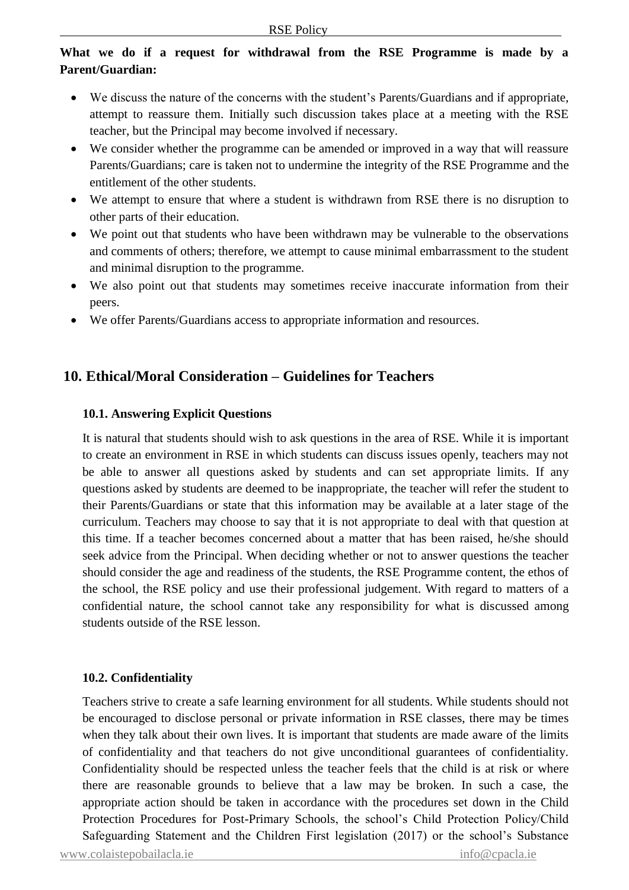**What we do if a request for withdrawal from the RSE Programme is made by a Parent/Guardian:**

- We discuss the nature of the concerns with the student's Parents/Guardians and if appropriate, attempt to reassure them. Initially such discussion takes place at a meeting with the RSE teacher, but the Principal may become involved if necessary.
- We consider whether the programme can be amended or improved in a way that will reassure Parents/Guardians; care is taken not to undermine the integrity of the RSE Programme and the entitlement of the other students.
- We attempt to ensure that where a student is withdrawn from RSE there is no disruption to other parts of their education.
- We point out that students who have been withdrawn may be vulnerable to the observations and comments of others; therefore, we attempt to cause minimal embarrassment to the student and minimal disruption to the programme.
- We also point out that students may sometimes receive inaccurate information from their peers.
- We offer Parents/Guardians access to appropriate information and resources.

## 10. Ethical/Moral Consideration – Guidelines for Teachers

### 10.1. Answering Explicit Questions

It is natural that students should wish to ask questions in the area of RSE. While it is important to create an environment in RSE in which students can discuss issues openly, teachers may not be able to answer all questions asked by students and can set appropriate limits. If any questions asked by students are deemed to be inappropriate, the teacher will refer the student to their Parents/Guardians or state that this information may be available at a later stage of the curriculum. Teachers may choose to say that it is not appropriate to deal with that question at this time. If a teacher becomes concerned about a matter that has been raised, he/she should seek advice from the Principal. When deciding whether or not to answer questions the teacher should consider the age and readiness of the students, the RSE Programme content, the ethos of the school, the RSE policy and use their professional judgement. With regard to matters of a confidential nature, the school cannot take any responsibility for what is discussed among students outside of the RSE lesson.

### 10.2. Confidentiality

Teachers strive to create a safe learning environment for all students. While students should not be encouraged to disclose personal or private information in RSE classes, there may be times when they talk about their own lives. It is important that students are made aware of the limits of confidentiality and that teachers do not give unconditional guarantees of confidentiality. Confidentiality should be respected unless the teacher feels that the child is at risk or where there are reasonable grounds to believe that a law may be broken. In such a case, the appropriate action should be taken in accordance with the procedures set down in the Child Protection Procedures for Post-Primary Schools, the school's Child Protection Policy/Child Safeguarding Statement and the Children First legislation (2017) or the school's Substance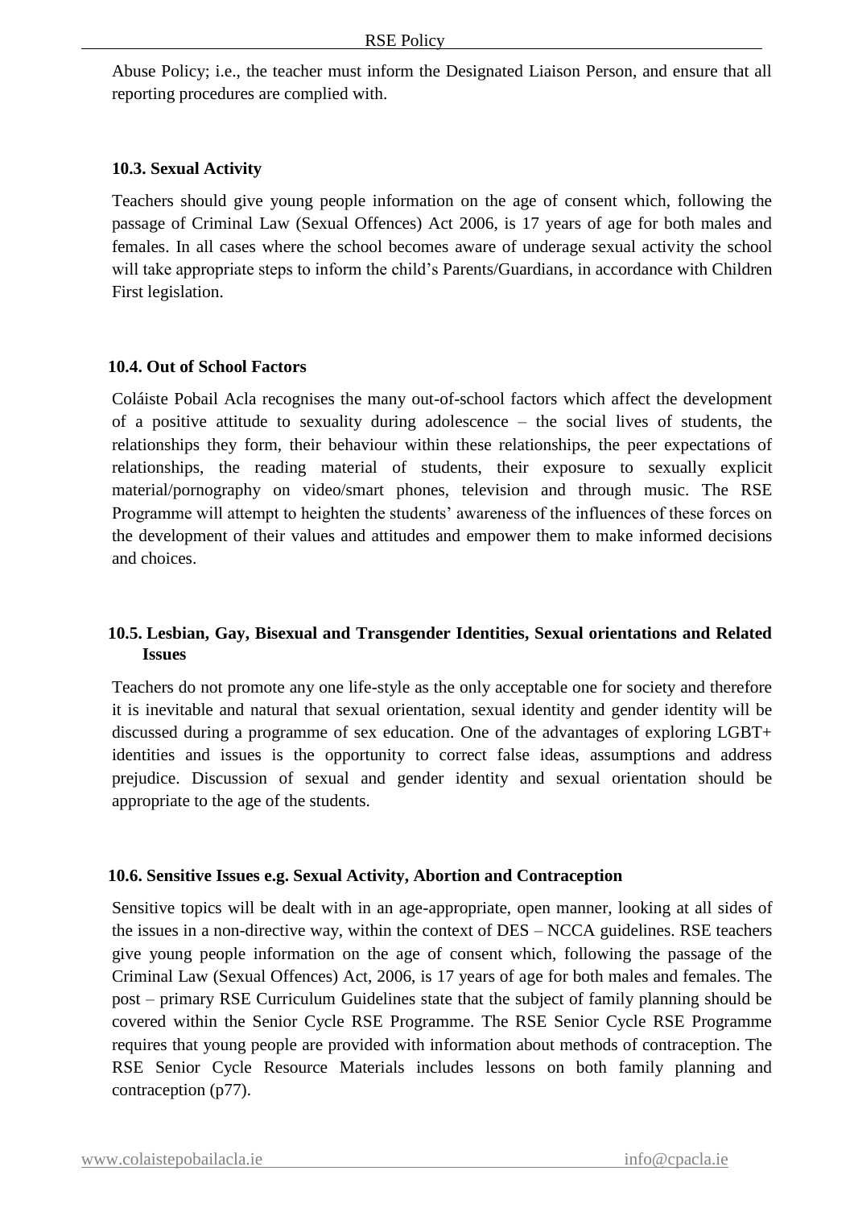Abuse Policy; i.e., the teacher must inform the Designated Liaison Person, and ensure that all reporting procedures are complied with.

### 10.3. Sexual Activity

Teachers should give young people information on the age of consent which, following the passage of Criminal Law (Sexual Offences) Act 2006, is 17 years of age for both males and females. In all cases where the school becomes aware of underage sexual activity the school will take appropriate steps to inform the child's Parents/Guardians, in accordance with Children First legislation.

### 10.4. Out of School Factors

Coláiste Pobail Acla recognises the many out-of-school factors which affect the development of a positive attitude to sexuality during adolescence – the social lives of students, the relationships they form, their behaviour within these relationships, the peer expectations of relationships, the reading material of students, their exposure to sexually explicit material/pornography on video/smart phones, television and through music. The RSE Programme will attempt to heighten the students' awareness of the influences of these forces on the development of their values and attitudes and empower them to make informed decisions and choices.

### 10.5. Lesbian, Gay, Bisexual and Transgender Identities, Sexual orientations and Related Issues

Teachers do not promote any one life-style as the only acceptable one for society and therefore it is inevitable and natural that sexual orientation, sexual identity and gender identity will be discussed during a programme of sex education. One of the advantages of exploring LGBT+ identities and issues is the opportunity to correct false ideas, assumptions and address prejudice. Discussion of sexual and gender identity and sexual orientation should be appropriate to the age of the students.

### 10.6. Sensitive Issues e.g. Sexual Activity, Abortion and Contraception

Sensitive topics will be dealt with in an age-appropriate, open manner, looking at all sides of the issues in a non-directive way, within the context of DES – NCCA guidelines. RSE teachers give young people information on the age of consent which, following the passage of the Criminal Law (Sexual Offences) Act, 2006, is 17 years of age for both males and females. The post – primary RSE Curriculum Guidelines state that the subject of family planning should be covered within the Senior Cycle RSE Programme. The RSE Senior Cycle RSE Programme requires that young people are provided with information about methods of contraception. The RSE Senior Cycle Resource Materials includes lessons on both family planning and contraception (p77).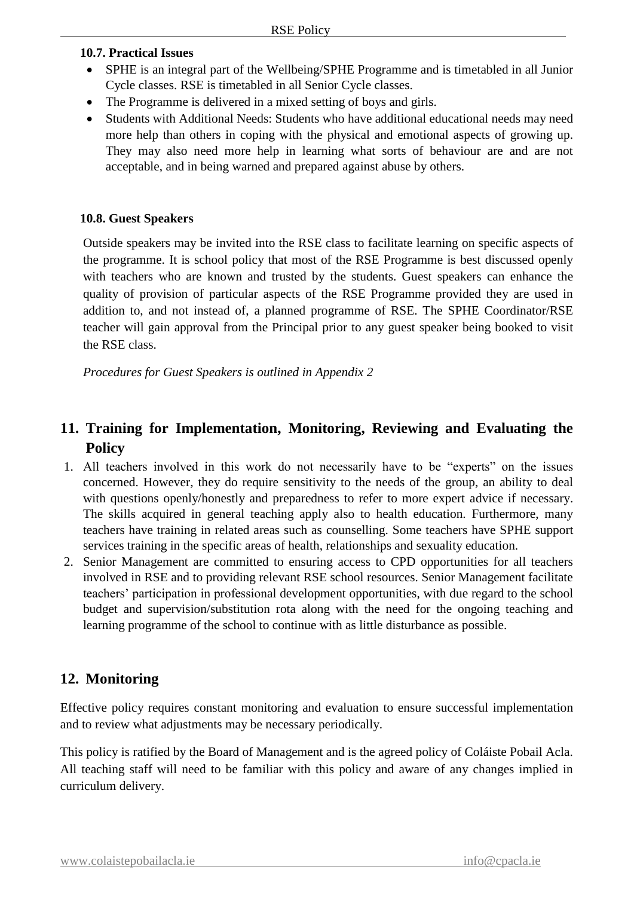### 10.7. Practical Issues

- SPHE is an integral part of the Wellbeing/SPHE Programme and is timetabled in all Junior Cycle classes. RSE is timetabled in all Senior Cycle classes.
- The Programme is delivered in a mixed setting of boys and girls.
- Students with Additional Needs: Students who have additional educational needs may need more help than others in coping with the physical and emotional aspects of growing up. They may also need more help in learning what sorts of behaviour are and are not acceptable, and in being warned and prepared against abuse by others.

### 10.8. Guest Speakers

Outside speakers may be invited into the RSE class to facilitate learning on specific aspects of the programme. It is school policy that most of the RSE Programme is best discussed openly with teachers who are known and trusted by the students. Guest speakers can enhance the quality of provision of particular aspects of the RSE Programme provided they are used in addition to, and not instead of, a planned programme of RSE. The SPHE Coordinator/RSE teacher will gain approval from the Principal prior to any guest speaker being booked to visit the RSE class.

*Procedures for Guest Speakers is outlined in Appendix 2*

## 11. Training for Implementation, Monitoring, Reviewing and Evaluating the Policy

1. All teachers involved in this work do not necessarily have to be "experts" on the issues concerned. However, they do require sensitivity to the needs of the group, an ability to deal with questions openly/honestly and preparedness to refer to more expert advice if necessary. The skills acquired in general teaching apply also to health education. Furthermore, many teachers have training in related areas such as counselling. Some teachers have SPHE support services training in the specific areas of health, relationships and sexuality education.
2. Senior Management are committed to ensuring access to CPD opportunities for all teachers involved in RSE and to providing relevant RSE school resources. Senior Management facilitate teachers' participation in professional development opportunities, with due regard to the school budget and supervision/substitution rota along with the need for the ongoing teaching and learning programme of the school to continue with as little disturbance as possible.

## 12. Monitoring

Effective policy requires constant monitoring and evaluation to ensure successful implementation and to review what adjustments may be necessary periodically.

This policy is ratified by the Board of Management and is the agreed policy of Coláiste Pobail Acla. All teaching staff will need to be familiar with this policy and aware of any changes implied in curriculum delivery.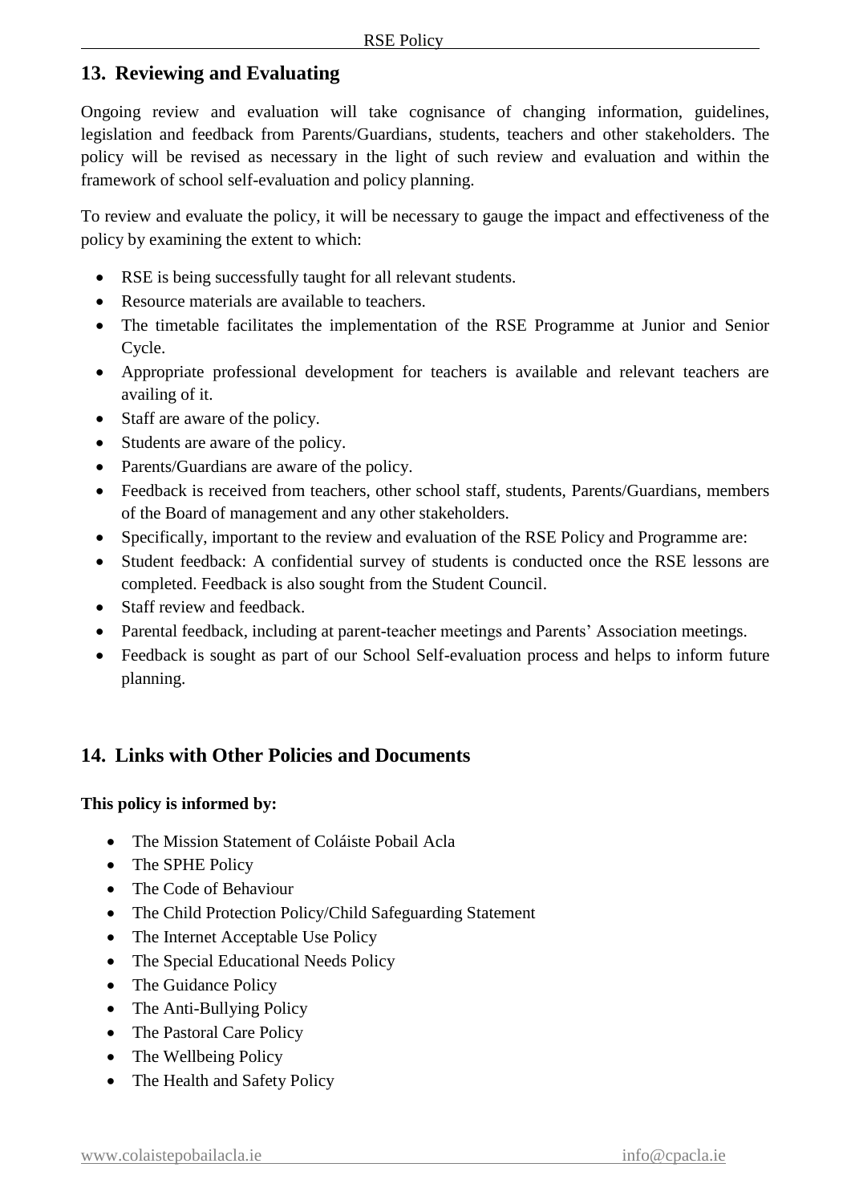## 13. Reviewing and Evaluating

Ongoing review and evaluation will take cognisance of changing information, guidelines, legislation and feedback from Parents/Guardians, students, teachers and other stakeholders. The policy will be revised as necessary in the light of such review and evaluation and within the framework of school self-evaluation and policy planning.

To review and evaluate the policy, it will be necessary to gauge the impact and effectiveness of the policy by examining the extent to which:

- RSE is being successfully taught for all relevant students.
- Resource materials are available to teachers.
- The timetable facilitates the implementation of the RSE Programme at Junior and Senior Cycle.
- Appropriate professional development for teachers is available and relevant teachers are availing of it.
- Staff are aware of the policy.
- Students are aware of the policy.
- Parents/Guardians are aware of the policy.
- Feedback is received from teachers, other school staff, students, Parents/Guardians, members of the Board of management and any other stakeholders.
- Specifically, important to the review and evaluation of the RSE Policy and Programme are:
- Student feedback: A confidential survey of students is conducted once the RSE lessons are completed. Feedback is also sought from the Student Council.
- Staff review and feedback.
- Parental feedback, including at parent-teacher meetings and Parents' Association meetings.
- Feedback is sought as part of our School Self-evaluation process and helps to inform future planning.

## 14. Links with Other Policies and Documents

**This policy is informed by:**

- The Mission Statement of Coláiste Pobail Acla
- The SPHE Policy
- The Code of Behaviour
- The Child Protection Policy/Child Safeguarding Statement
- The Internet Acceptable Use Policy
- The Special Educational Needs Policy
- The Guidance Policy
- The Anti-Bullying Policy
- The Pastoral Care Policy
- The Wellbeing Policy
- The Health and Safety Policy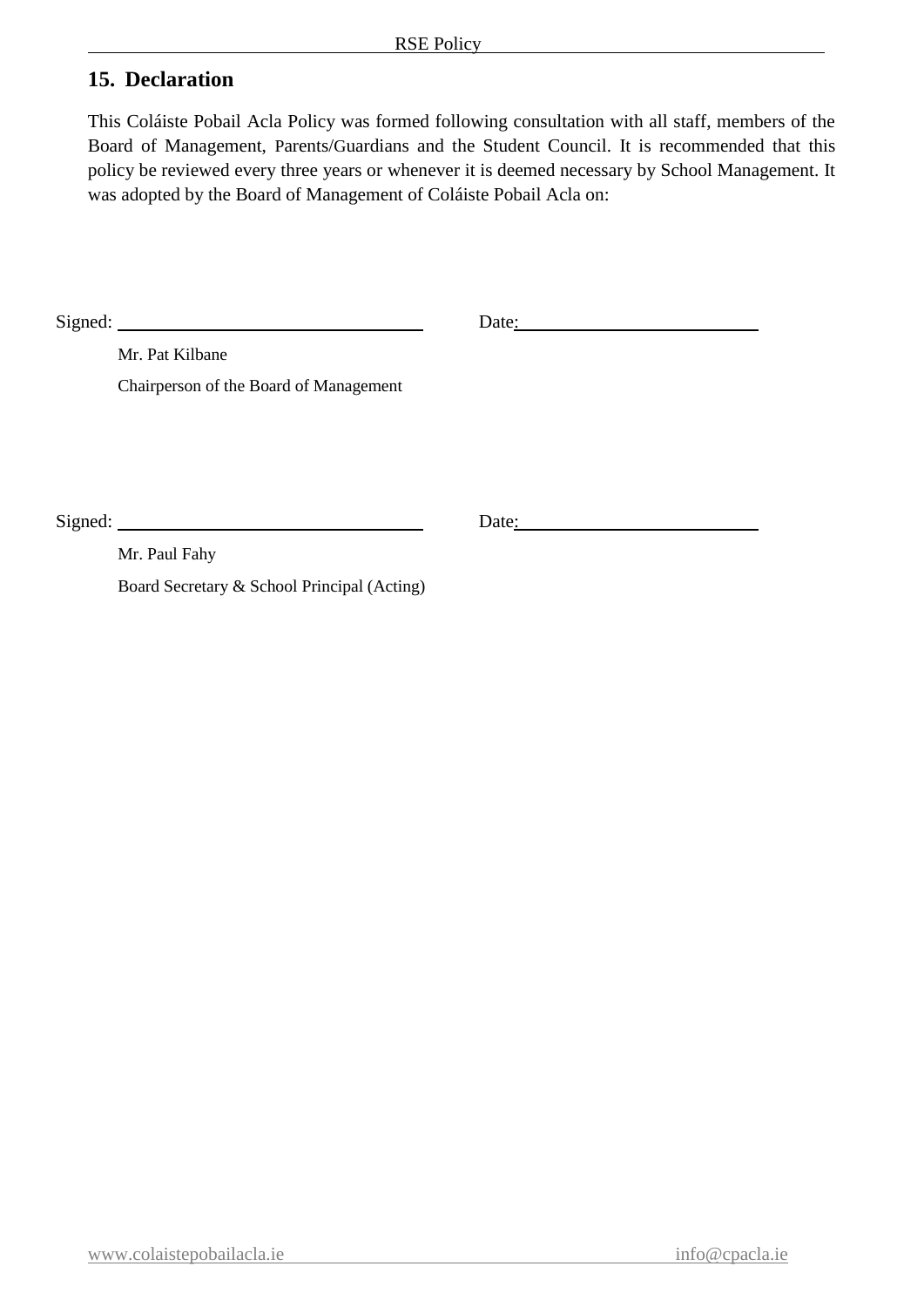## 15. Declaration

This Coláiste Pobail Acla Policy was formed following consultation with all staff, members of the Board of Management, Parents/Guardians and the Student Council. It is recommended that this policy be reviewed every three years or whenever it is deemed necessary by School Management. It was adopted by the Board of Management of Coláiste Pobail Acla on:

Signed: ______________________________ Date: ________________________

Mr. Pat Kilbane

Chairperson of the Board of Management

Signed: ______________________________ Date: ________________________

Mr. Paul Fahy

Board Secretary & School Principal (Acting)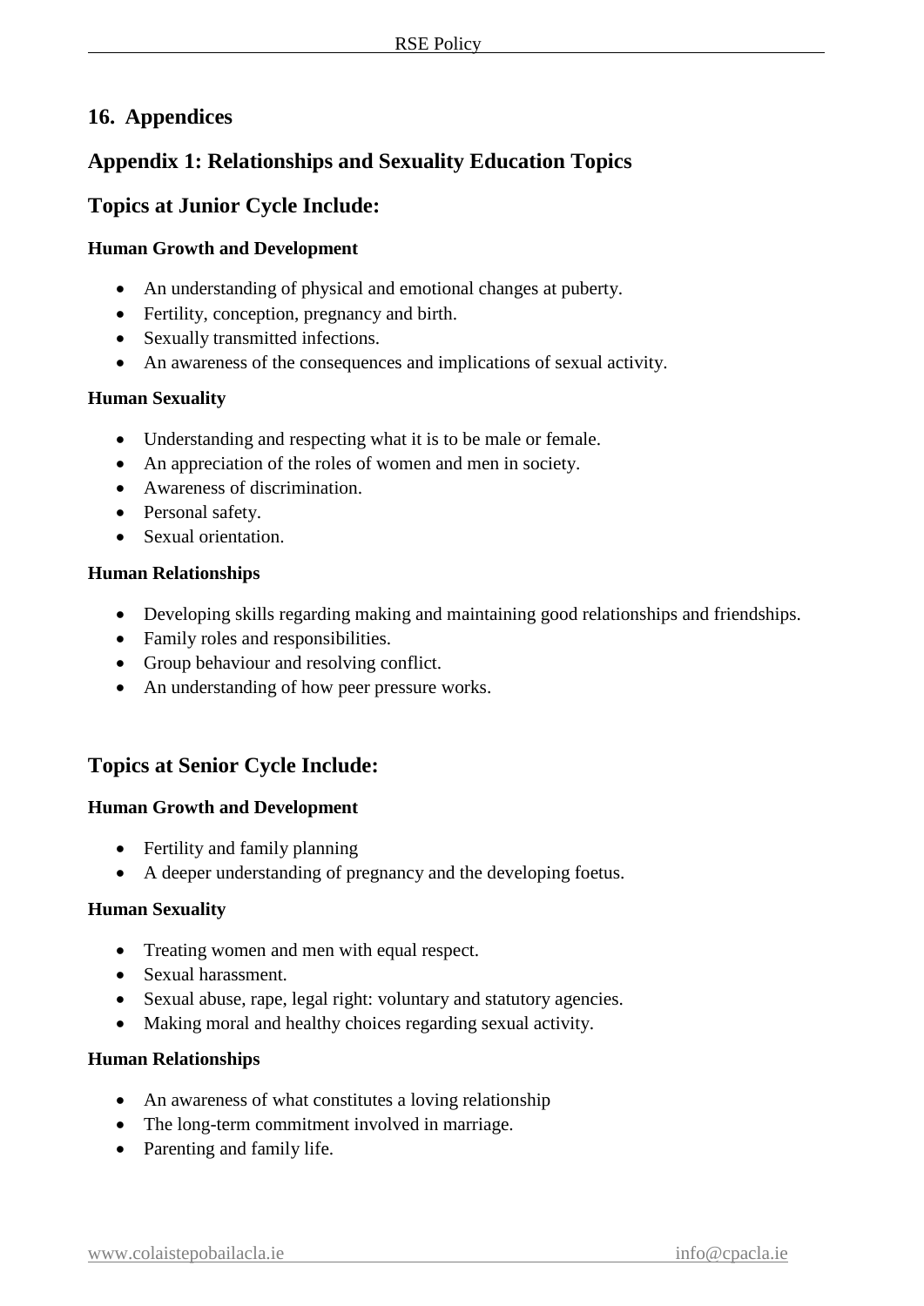## 16. Appendices

## Appendix 1: Relationships and Sexuality Education Topics

## Topics at Junior Cycle Include:

### Human Growth and Development

- An understanding of physical and emotional changes at puberty.
- Fertility, conception, pregnancy and birth.
- Sexually transmitted infections.
- An awareness of the consequences and implications of sexual activity.

### Human Sexuality

- Understanding and respecting what it is to be male or female.
- An appreciation of the roles of women and men in society.
- Awareness of discrimination.
- Personal safety.
- Sexual orientation.

### Human Relationships

- Developing skills regarding making and maintaining good relationships and friendships.
- Family roles and responsibilities.
- Group behaviour and resolving conflict.
- An understanding of how peer pressure works.

## Topics at Senior Cycle Include:

### Human Growth and Development

- Fertility and family planning
- A deeper understanding of pregnancy and the developing foetus.

### Human Sexuality

- Treating women and men with equal respect.
- Sexual harassment.
- Sexual abuse, rape, legal right: voluntary and statutory agencies.
- Making moral and healthy choices regarding sexual activity.

### Human Relationships

- An awareness of what constitutes a loving relationship
- The long-term commitment involved in marriage.
- Parenting and family life.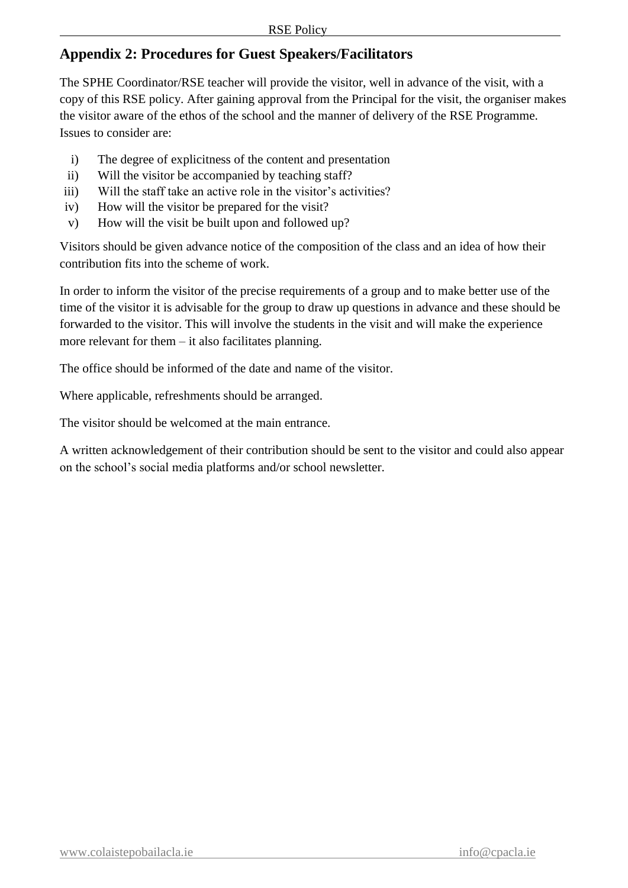## Appendix 2: Procedures for Guest Speakers/Facilitators

The SPHE Coordinator/RSE teacher will provide the visitor, well in advance of the visit, with a copy of this RSE policy. After gaining approval from the Principal for the visit, the organiser makes the visitor aware of the ethos of the school and the manner of delivery of the RSE Programme. Issues to consider are:

i) The degree of explicitness of the content and presentation
ii) Will the visitor be accompanied by teaching staff?
iii) Will the staff take an active role in the visitor's activities?
iv) How will the visitor be prepared for the visit?
v) How will the visit be built upon and followed up?

Visitors should be given advance notice of the composition of the class and an idea of how their contribution fits into the scheme of work.

In order to inform the visitor of the precise requirements of a group and to make better use of the time of the visitor it is advisable for the group to draw up questions in advance and these should be forwarded to the visitor. This will involve the students in the visit and will make the experience more relevant for them – it also facilitates planning.

The office should be informed of the date and name of the visitor.

Where applicable, refreshments should be arranged.

The visitor should be welcomed at the main entrance.

A written acknowledgement of their contribution should be sent to the visitor and could also appear on the school's social media platforms and/or school newsletter.